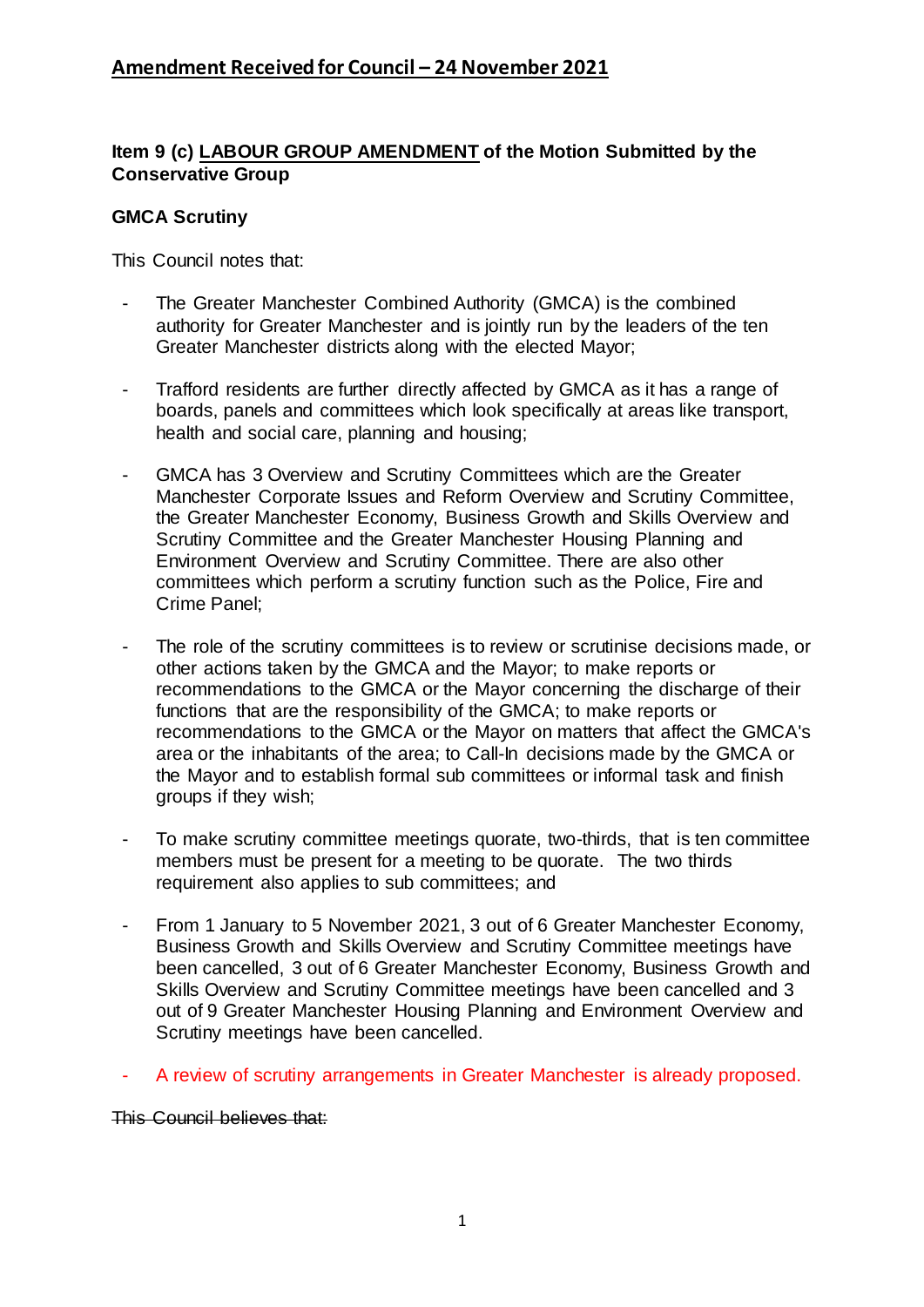## Amendment Received for Council – 24 November 2021

**Item 9 (c) LABOUR GROUP AMENDMENT of the Motion Submitted by the Conservative Group**

**GMCA Scrutiny**

This Council notes that:

- The Greater Manchester Combined Authority (GMCA) is the combined authority for Greater Manchester and is jointly run by the leaders of the ten Greater Manchester districts along with the elected Mayor;

- Trafford residents are further directly affected by GMCA as it has a range of boards, panels and committees which look specifically at areas like transport, health and social care, planning and housing;

- GMCA has 3 Overview and Scrutiny Committees which are the Greater Manchester Corporate Issues and Reform Overview and Scrutiny Committee, the Greater Manchester Economy, Business Growth and Skills Overview and Scrutiny Committee and the Greater Manchester Housing Planning and Environment Overview and Scrutiny Committee. There are also other committees which perform a scrutiny function such as the Police, Fire and Crime Panel;

- The role of the scrutiny committees is to review or scrutinise decisions made, or other actions taken by the GMCA and the Mayor; to make reports or recommendations to the GMCA or the Mayor concerning the discharge of their functions that are the responsibility of the GMCA; to make reports or recommendations to the GMCA or the Mayor on matters that affect the GMCA's area or the inhabitants of the area; to Call-In decisions made by the GMCA or the Mayor and to establish formal sub committees or informal task and finish groups if they wish;

- To make scrutiny committee meetings quorate, two-thirds, that is ten committee members must be present for a meeting to be quorate. The two thirds requirement also applies to sub committees; and

- From 1 January to 5 November 2021, 3 out of 6 Greater Manchester Economy, Business Growth and Skills Overview and Scrutiny Committee meetings have been cancelled, 3 out of 6 Greater Manchester Economy, Business Growth and Skills Overview and Scrutiny Committee meetings have been cancelled and 3 out of 9 Greater Manchester Housing Planning and Environment Overview and Scrutiny meetings have been cancelled.

- A review of scrutiny arrangements in Greater Manchester is already proposed.

~~This Council believes that:~~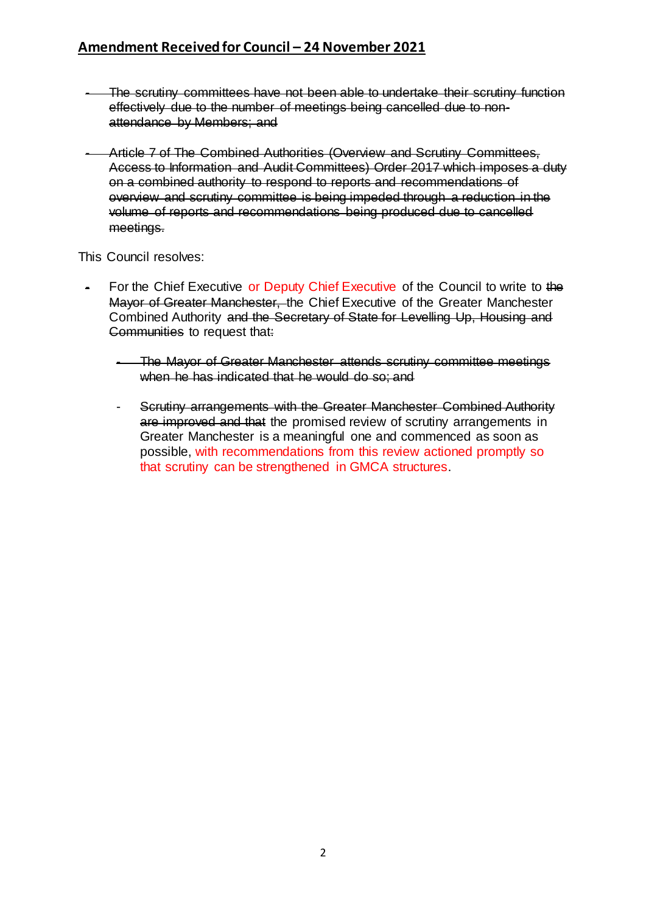- ~~The scrutiny committees have not been able to undertake their scrutiny function effectively due to the number of meetings being cancelled due to non-attendance by Members; and~~

- ~~Article 7 of The Combined Authorities (Overview and Scrutiny Committees, Access to Information and Audit Committees) Order 2017 which imposes a duty on a combined authority to respond to reports and recommendations of overview and scrutiny committee is being impeded through a reduction in the volume of reports and recommendations being produced due to cancelled meetings.~~

This Council resolves:

- For the Chief Executive or Deputy Chief Executive of the Council to write to ~~the Mayor of Greater Manchester,~~ the Chief Executive of the Greater Manchester Combined Authority ~~and the Secretary of State for Levelling Up, Housing and Communities~~ to request that~~:~~

  - ~~The Mayor of Greater Manchester attends scrutiny committee meetings when he has indicated that he would do so; and~~

  - ~~Scrutiny arrangements with the Greater Manchester Combined Authority are improved and that~~ the promised review of scrutiny arrangements in Greater Manchester is a meaningful one and commenced as soon as possible, with recommendations from this review actioned promptly so that scrutiny can be strengthened in GMCA structures.